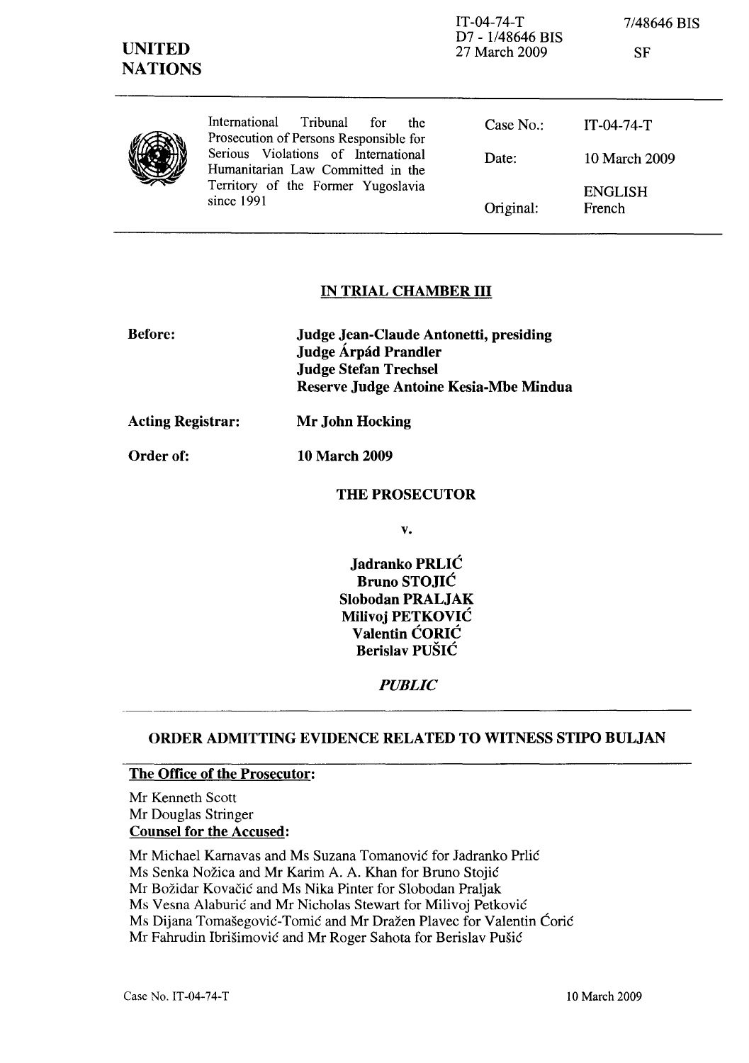IT-04-74-T
D7 - 1/48646 BIS
27 March 2009

7/48646 BIS

SF

**UNITED NATIONS**

| International Tribunal for the Prosecution of Persons Responsible for Serious Violations of International Humanitarian Law Committed in the Territory of the Former Yugoslavia since 1991 | Case No.: | IT-04-74-T |
|---|---|---|
| | Date: | 10 March 2009 |
| | Original: | ENGLISH French |

## IN TRIAL CHAMBER III

**Before:** **Judge Jean-Claude Antonetti, presiding**
**Judge Árpád Prandler**
**Judge Stefan Trechsel**
**Reserve Judge Antoine Kesia-Mbe Mindua**

**Acting Registrar:** **Mr John Hocking**

**Order of:** **10 March 2009**

**THE PROSECUTOR**

**v.**

**Jadranko PRLIĆ**
**Bruno STOJIĆ**
**Slobodan PRALJAK**
**Milivoj PETKOVIĆ**
**Valentin ĆORIĆ**
**Berislav PUŠIĆ**

***PUBLIC***

## ORDER ADMITTING EVIDENCE RELATED TO WITNESS STIPO BULJAN

**The Office of the Prosecutor:**

Mr Kenneth Scott
Mr Douglas Stringer

**Counsel for the Accused:**

Mr Michael Karnavas and Ms Suzana Tomanović for Jadranko Prlić
Ms Senka Nožica and Mr Karim A. A. Khan for Bruno Stojić
Mr Božidar Kovačić and Ms Nika Pinter for Slobodan Praljak
Ms Vesna Alaburić and Mr Nicholas Stewart for Milivoj Petković
Ms Dijana Tomašegović-Tomić and Mr Dražen Plavec for Valentin Ćorić
Mr Fahrudin Ibrišimović and Mr Roger Sahota for Berislav Pušić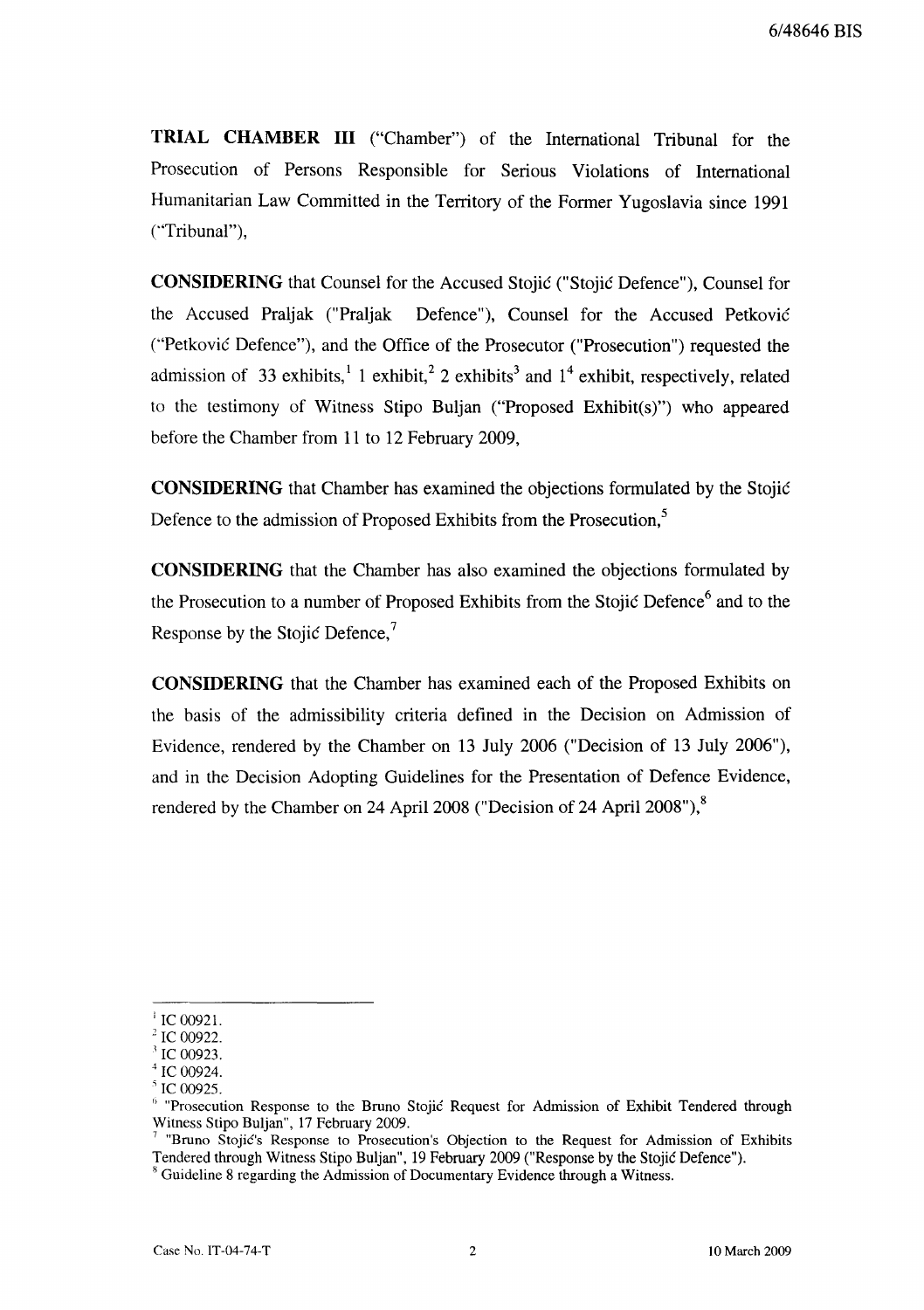**TRIAL CHAMBER III** ("Chamber") of the International Tribunal for the Prosecution of Persons Responsible for Serious Violations of International Humanitarian Law Committed in the Territory of the Former Yugoslavia since 1991 ("Tribunal"),

**CONSIDERING** that Counsel for the Accused Stojić ("Stojić Defence"), Counsel for the Accused Praljak ("Praljak Defence"), Counsel for the Accused Petković ("Petković Defence"), and the Office of the Prosecutor ("Prosecution") requested the admission of 33 exhibits,[1] 1 exhibit,[2] 2 exhibits[3] and 1[4] exhibit, respectively, related to the testimony of Witness Stipo Buljan ("Proposed Exhibit(s)") who appeared before the Chamber from 11 to 12 February 2009,

**CONSIDERING** that Chamber has examined the objections formulated by the Stojić Defence to the admission of Proposed Exhibits from the Prosecution,[5]

**CONSIDERING** that the Chamber has also examined the objections formulated by the Prosecution to a number of Proposed Exhibits from the Stojić Defence[6] and to the Response by the Stojić Defence,[7]

**CONSIDERING** that the Chamber has examined each of the Proposed Exhibits on the basis of the admissibility criteria defined in the Decision on Admission of Evidence, rendered by the Chamber on 13 July 2006 ("Decision of 13 July 2006"), and in the Decision Adopting Guidelines for the Presentation of Defence Evidence, rendered by the Chamber on 24 April 2008 ("Decision of 24 April 2008"),[8]

---

[1] IC 00921.

[2] IC 00922.

[3] IC 00923.

[4] IC 00924.

[5] IC 00925.

[6] "Prosecution Response to the Bruno Stojić Request for Admission of Exhibit Tendered through Witness Stipo Buljan", 17 February 2009.

[7] "Bruno Stojić's Response to Prosecution's Objection to the Request for Admission of Exhibits Tendered through Witness Stipo Buljan", 19 February 2009 ("Response by the Stojić Defence").

[8] Guideline 8 regarding the Admission of Documentary Evidence through a Witness.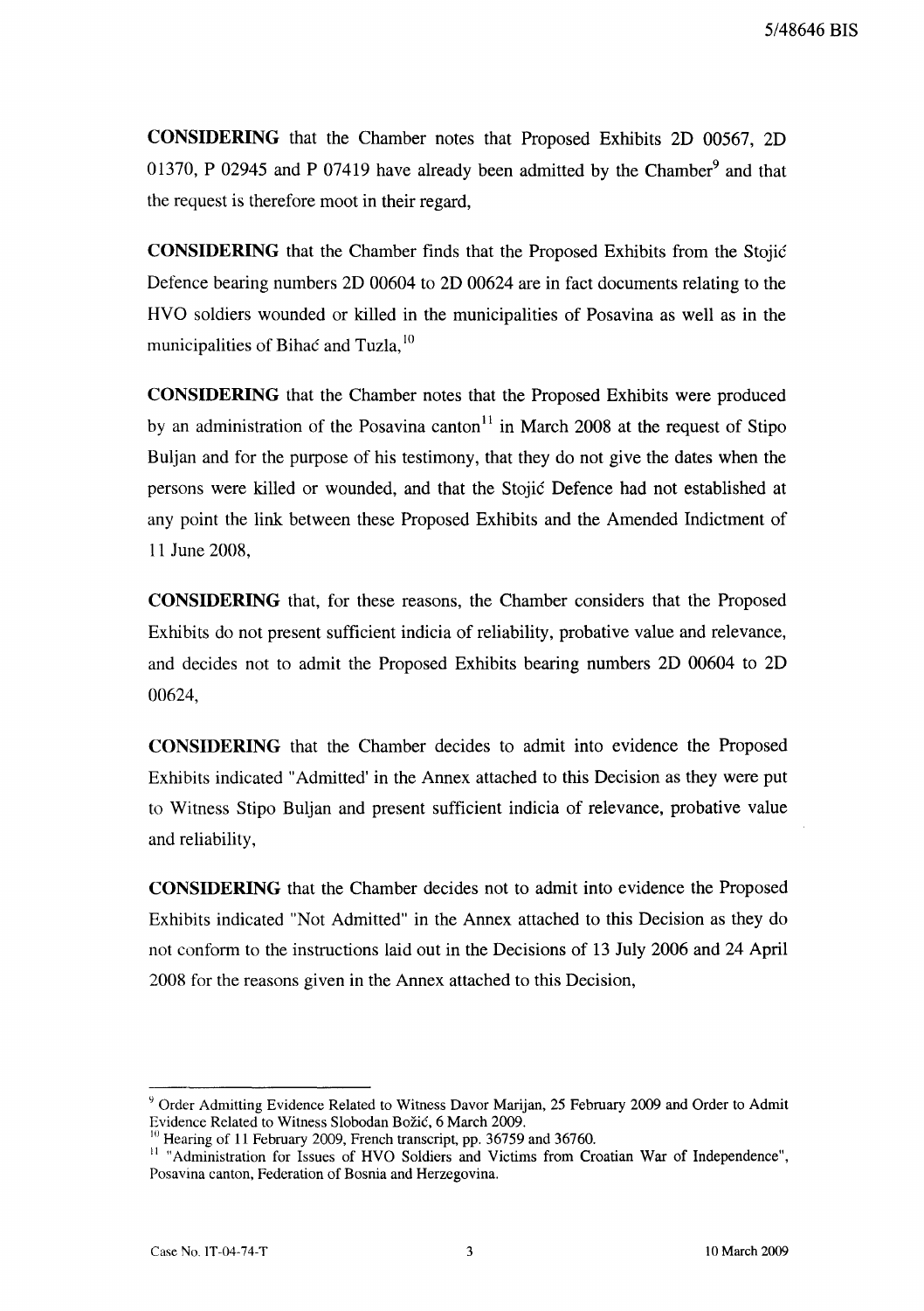**CONSIDERING** that the Chamber notes that Proposed Exhibits 2D 00567, 2D 01370, P 02945 and P 07419 have already been admitted by the Chamber[9] and that the request is therefore moot in their regard,

**CONSIDERING** that the Chamber finds that the Proposed Exhibits from the Stojić Defence bearing numbers 2D 00604 to 2D 00624 are in fact documents relating to the HVO soldiers wounded or killed in the municipalities of Posavina as well as in the municipalities of Bihać and Tuzla,[10]

**CONSIDERING** that the Chamber notes that the Proposed Exhibits were produced by an administration of the Posavina canton[11] in March 2008 at the request of Stipo Buljan and for the purpose of his testimony, that they do not give the dates when the persons were killed or wounded, and that the Stojić Defence had not established at any point the link between these Proposed Exhibits and the Amended Indictment of 11 June 2008,

**CONSIDERING** that, for these reasons, the Chamber considers that the Proposed Exhibits do not present sufficient indicia of reliability, probative value and relevance, and decides not to admit the Proposed Exhibits bearing numbers 2D 00604 to 2D 00624,

**CONSIDERING** that the Chamber decides to admit into evidence the Proposed Exhibits indicated "Admitted' in the Annex attached to this Decision as they were put to Witness Stipo Buljan and present sufficient indicia of relevance, probative value and reliability,

**CONSIDERING** that the Chamber decides not to admit into evidence the Proposed Exhibits indicated "Not Admitted" in the Annex attached to this Decision as they do not conform to the instructions laid out in the Decisions of 13 July 2006 and 24 April 2008 for the reasons given in the Annex attached to this Decision,

---

[9] Order Admitting Evidence Related to Witness Davor Marijan, 25 February 2009 and Order to Admit Evidence Related to Witness Slobodan Božić, 6 March 2009.

[10] Hearing of 11 February 2009, French transcript, pp. 36759 and 36760.

[11] "Administration for Issues of HVO Soldiers and Victims from Croatian War of Independence", Posavina canton, Federation of Bosnia and Herzegovina.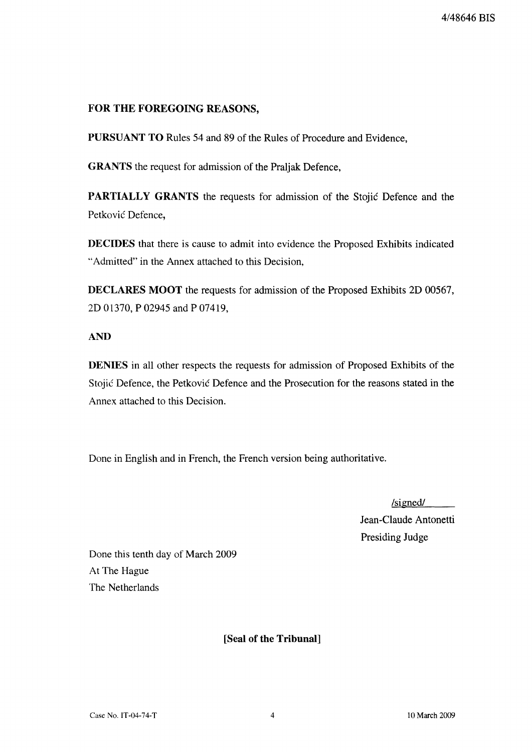**FOR THE FOREGOING REASONS,**

**PURSUANT TO** Rules 54 and 89 of the Rules of Procedure and Evidence,

**GRANTS** the request for admission of the Praljak Defence,

**PARTIALLY GRANTS** the requests for admission of the Stojić Defence and the Petković Defence,

**DECIDES** that there is cause to admit into evidence the Proposed Exhibits indicated "Admitted" in the Annex attached to this Decision,

**DECLARES MOOT** the requests for admission of the Proposed Exhibits 2D 00567, 2D 01370, P 02945 and P 07419,

**AND**

**DENIES** in all other respects the requests for admission of Proposed Exhibits of the Stojić Defence, the Petković Defence and the Prosecution for the reasons stated in the Annex attached to this Decision.

Done in English and in French, the French version being authoritative.

/signed/
Jean-Claude Antonetti
Presiding Judge

Done this tenth day of March 2009
At The Hague
The Netherlands

**[Seal of the Tribunal]**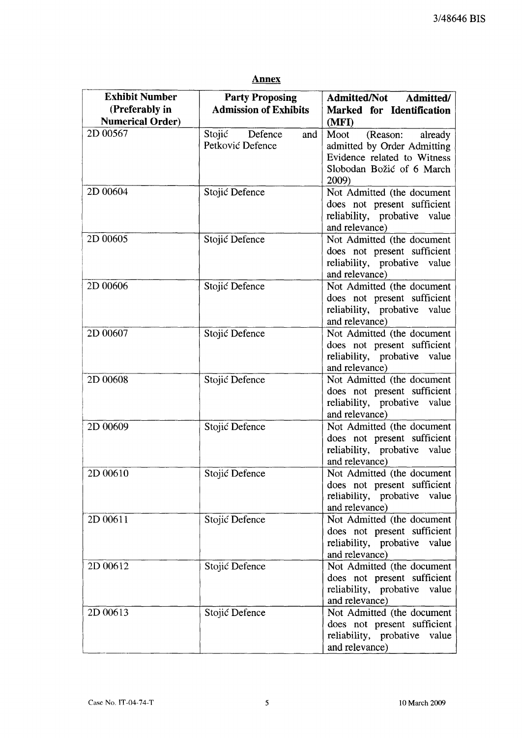**Annex**

| Exhibit Number (Preferably in Numerical Order) | Party Proposing Admission of Exhibits | Admitted/Not Admitted/ Marked for Identification (MFI) |
|---|---|---|
| 2D 00567 | Stojić Defence and Petković Defence | Moot (Reason: already admitted by Order Admitting Evidence related to Witness Slobodan Božić of 6 March 2009) |
| 2D 00604 | Stojić Defence | Not Admitted (the document does not present sufficient reliability, probative value and relevance) |
| 2D 00605 | Stojić Defence | Not Admitted (the document does not present sufficient reliability, probative value and relevance) |
| 2D 00606 | Stojić Defence | Not Admitted (the document does not present sufficient reliability, probative value and relevance) |
| 2D 00607 | Stojić Defence | Not Admitted (the document does not present sufficient reliability, probative value and relevance) |
| 2D 00608 | Stojić Defence | Not Admitted (the document does not present sufficient reliability, probative value and relevance) |
| 2D 00609 | Stojić Defence | Not Admitted (the document does not present sufficient reliability, probative value and relevance) |
| 2D 00610 | Stojić Defence | Not Admitted (the document does not present sufficient reliability, probative value and relevance) |
| 2D 00611 | Stojić Defence | Not Admitted (the document does not present sufficient reliability, probative value and relevance) |
| 2D 00612 | Stojić Defence | Not Admitted (the document does not present sufficient reliability, probative value and relevance) |
| 2D 00613 | Stojić Defence | Not Admitted (the document does not present sufficient reliability, probative value and relevance) |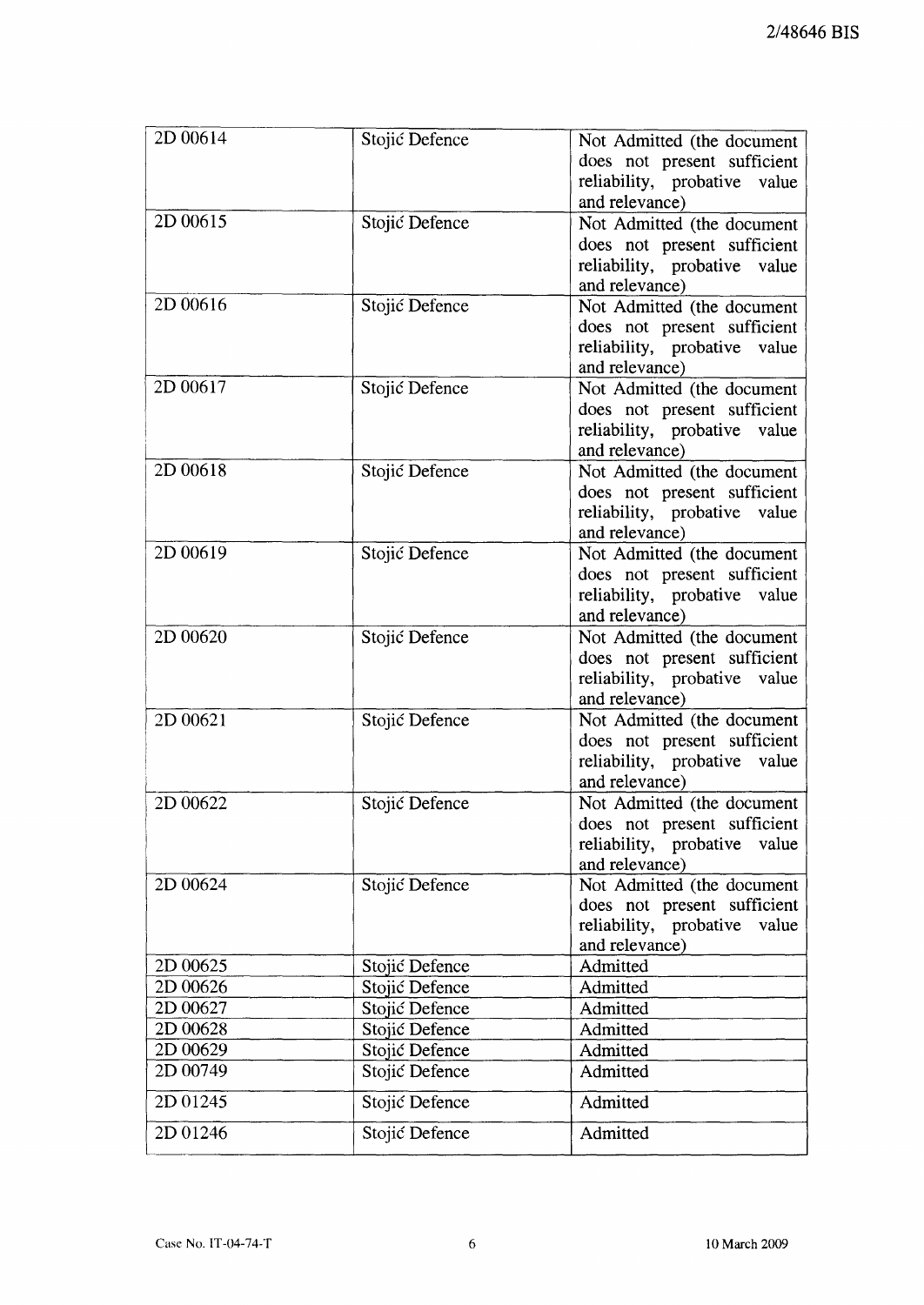| | | |
|---|---|---|
| 2D 00614 | Stojić Defence | Not Admitted (the document does not present sufficient reliability, probative value and relevance) |
| 2D 00615 | Stojić Defence | Not Admitted (the document does not present sufficient reliability, probative value and relevance) |
| 2D 00616 | Stojić Defence | Not Admitted (the document does not present sufficient reliability, probative value and relevance) |
| 2D 00617 | Stojić Defence | Not Admitted (the document does not present sufficient reliability, probative value and relevance) |
| 2D 00618 | Stojić Defence | Not Admitted (the document does not present sufficient reliability, probative value and relevance) |
| 2D 00619 | Stojić Defence | Not Admitted (the document does not present sufficient reliability, probative value and relevance) |
| 2D 00620 | Stojić Defence | Not Admitted (the document does not present sufficient reliability, probative value and relevance) |
| 2D 00621 | Stojić Defence | Not Admitted (the document does not present sufficient reliability, probative value and relevance) |
| 2D 00622 | Stojić Defence | Not Admitted (the document does not present sufficient reliability, probative value and relevance) |
| 2D 00624 | Stojić Defence | Not Admitted (the document does not present sufficient reliability, probative value and relevance) |
| 2D 00625 | Stojić Defence | Admitted |
| 2D 00626 | Stojić Defence | Admitted |
| 2D 00627 | Stojić Defence | Admitted |
| 2D 00628 | Stojić Defence | Admitted |
| 2D 00629 | Stojić Defence | Admitted |
| 2D 00749 | Stojić Defence | Admitted |
| 2D 01245 | Stojić Defence | Admitted |
| 2D 01246 | Stojić Defence | Admitted |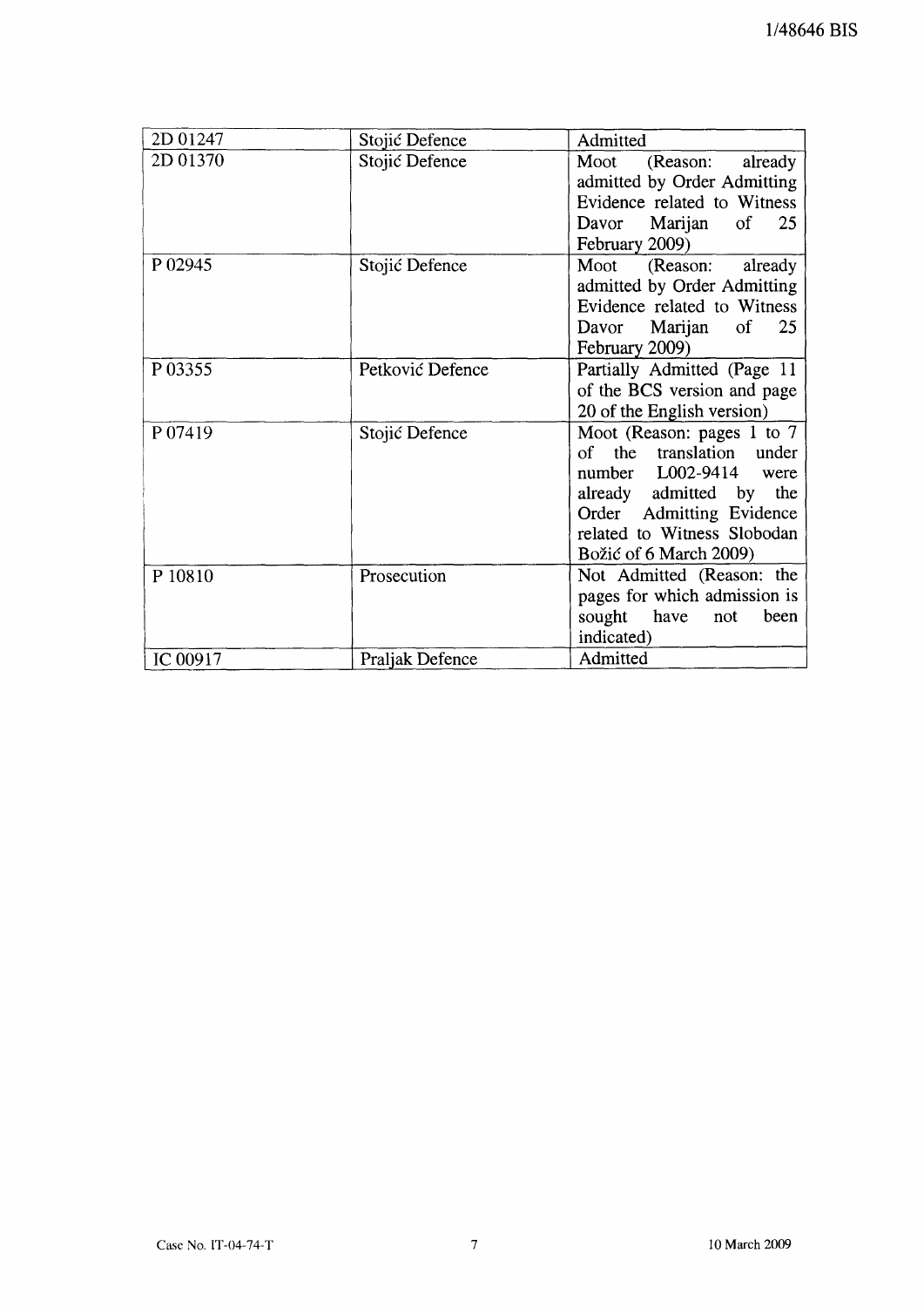| | | |
|---|---|---|
| 2D 01247 | Stojić Defence | Admitted |
| 2D 01370 | Stojić Defence | Moot (Reason: already admitted by Order Admitting Evidence related to Witness Davor Marijan of 25 February 2009) |
| P 02945 | Stojić Defence | Moot (Reason: already admitted by Order Admitting Evidence related to Witness Davor Marijan of 25 February 2009) |
| P 03355 | Petković Defence | Partially Admitted (Page 11 of the BCS version and page 20 of the English version) |
| P 07419 | Stojić Defence | Moot (Reason: pages 1 to 7 of the translation under number L002-9414 were already admitted by the Order Admitting Evidence related to Witness Slobodan Božić of 6 March 2009) |
| P 10810 | Prosecution | Not Admitted (Reason: the pages for which admission is sought have not been indicated) |
| IC 00917 | Praljak Defence | Admitted |